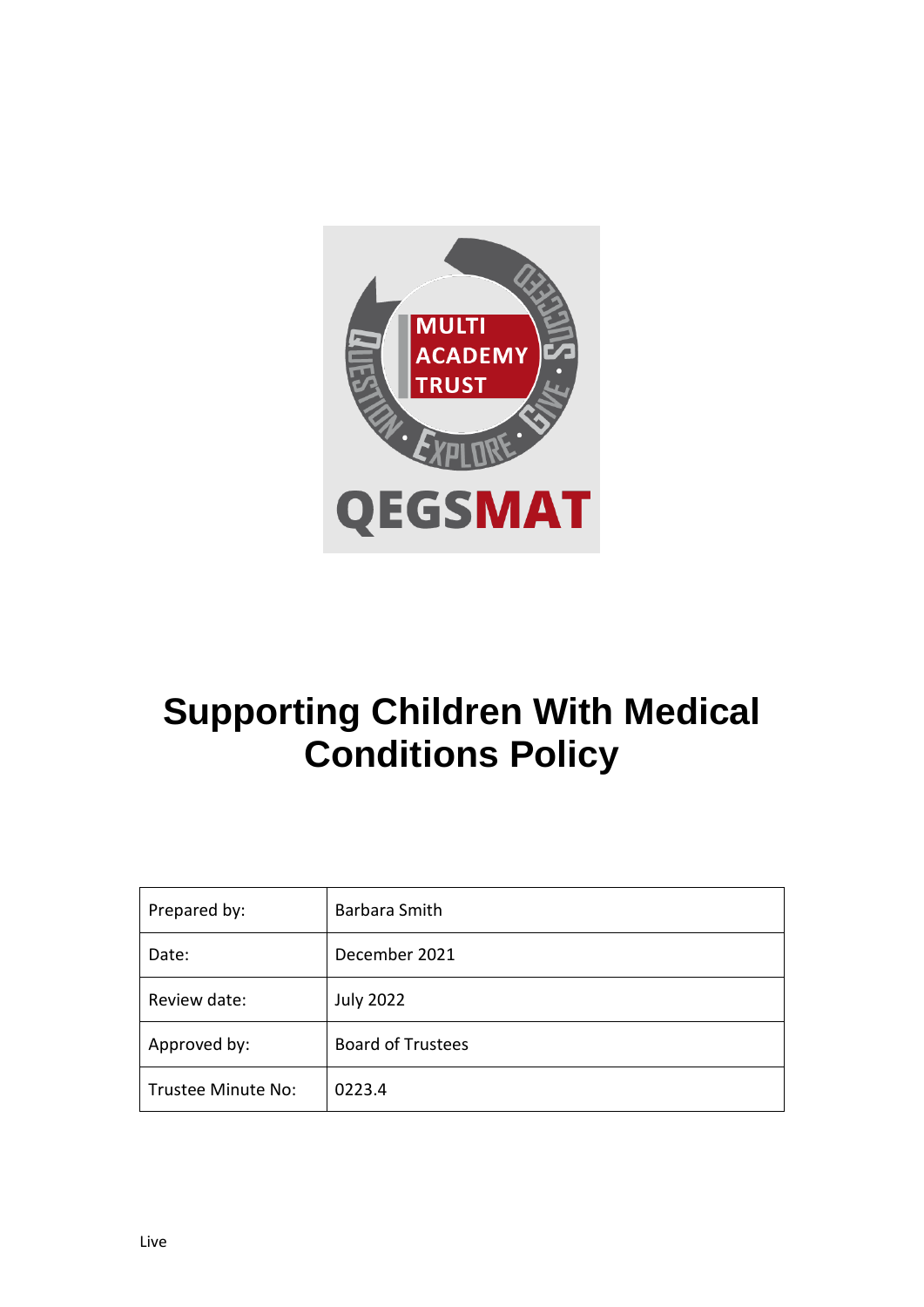# Supporting Children With Medical Conditions Policy

| | |
|---|---|
| Prepared by: | Barbara Smith |
| Date: | December 2021 |
| Review date: | July 2022 |
| Approved by: | Board of Trustees |
| Trustee Minute No: | 0223.4 |

Live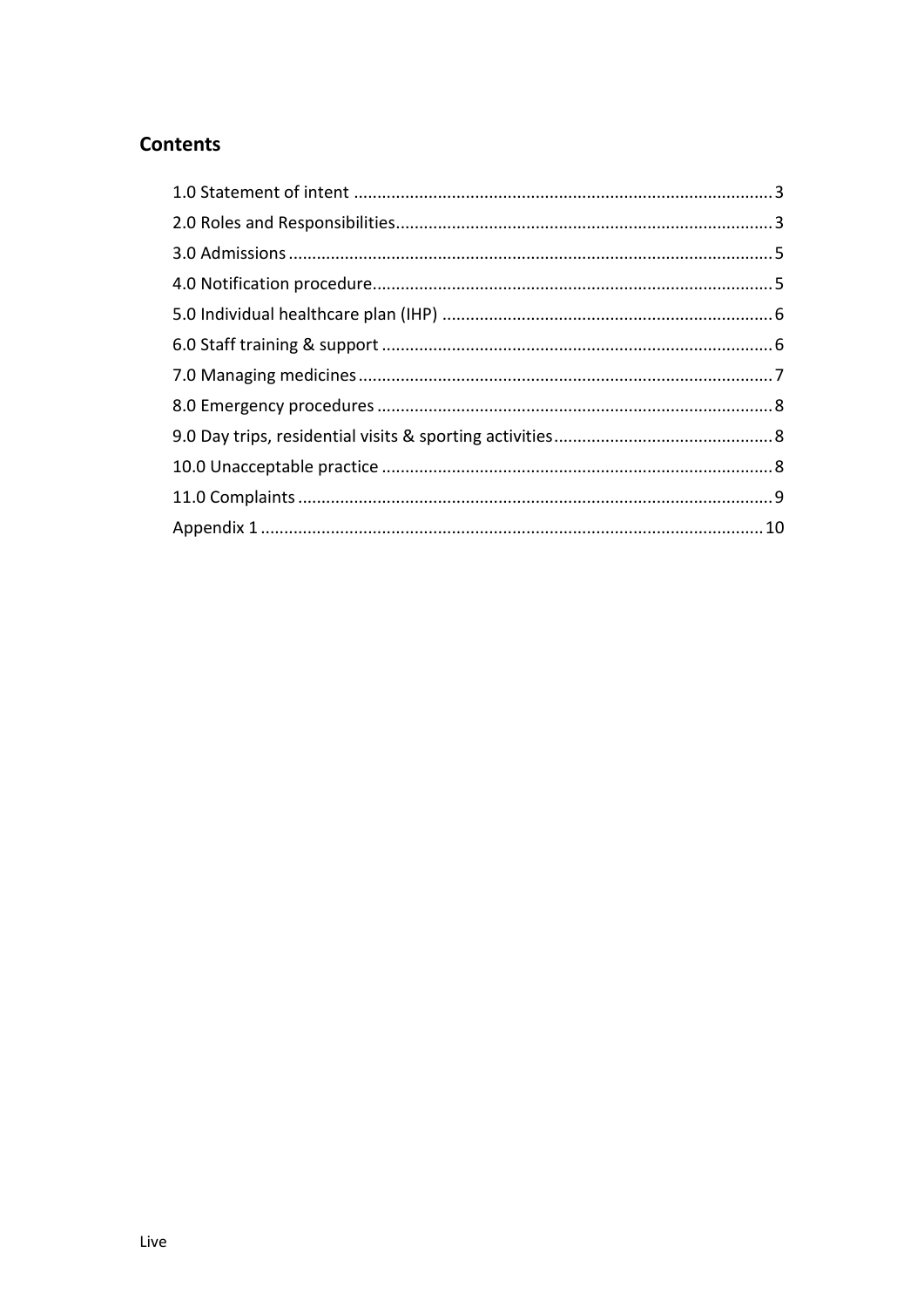## Contents

- 1.0 Statement of intent ..... 3
- 2.0 Roles and Responsibilities ..... 3
- 3.0 Admissions ..... 5
- 4.0 Notification procedure ..... 5
- 5.0 Individual healthcare plan (IHP) ..... 6
- 6.0 Staff training & support ..... 6
- 7.0 Managing medicines ..... 7
- 8.0 Emergency procedures ..... 8
- 9.0 Day trips, residential visits & sporting activities ..... 8
- 10.0 Unacceptable practice ..... 8
- 11.0 Complaints ..... 9
- Appendix 1 ..... 10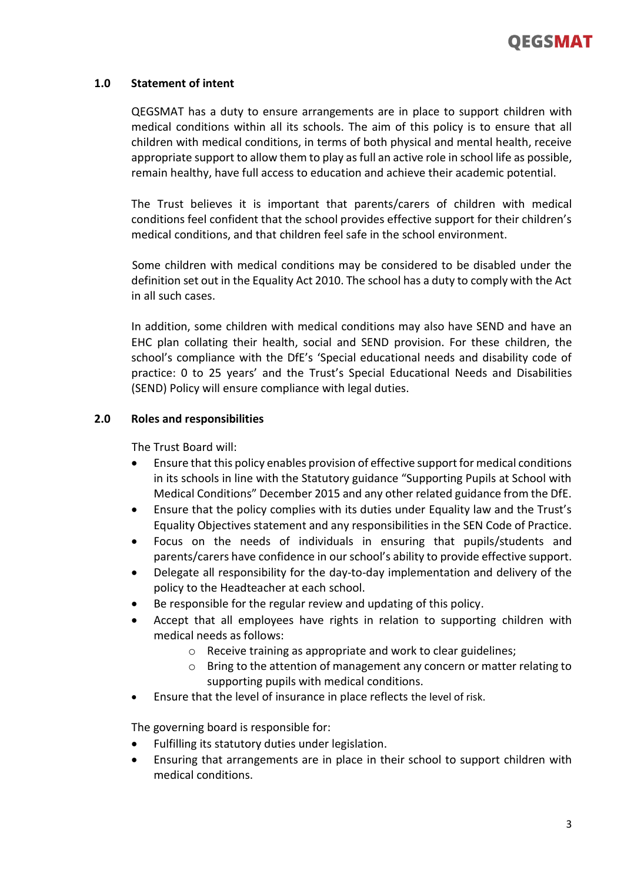## 1.0 Statement of intent

QEGSMAT has a duty to ensure arrangements are in place to support children with medical conditions within all its schools. The aim of this policy is to ensure that all children with medical conditions, in terms of both physical and mental health, receive appropriate support to allow them to play as full an active role in school life as possible, remain healthy, have full access to education and achieve their academic potential.

The Trust believes it is important that parents/carers of children with medical conditions feel confident that the school provides effective support for their children's medical conditions, and that children feel safe in the school environment.

Some children with medical conditions may be considered to be disabled under the definition set out in the Equality Act 2010. The school has a duty to comply with the Act in all such cases.

In addition, some children with medical conditions may also have SEND and have an EHC plan collating their health, social and SEND provision. For these children, the school's compliance with the DfE's 'Special educational needs and disability code of practice: 0 to 25 years' and the Trust's Special Educational Needs and Disabilities (SEND) Policy will ensure compliance with legal duties.

## 2.0 Roles and responsibilities

The Trust Board will:

- Ensure that this policy enables provision of effective support for medical conditions in its schools in line with the Statutory guidance "Supporting Pupils at School with Medical Conditions" December 2015 and any other related guidance from the DfE.
- Ensure that the policy complies with its duties under Equality law and the Trust's Equality Objectives statement and any responsibilities in the SEN Code of Practice.
- Focus on the needs of individuals in ensuring that pupils/students and parents/carers have confidence in our school's ability to provide effective support.
- Delegate all responsibility for the day-to-day implementation and delivery of the policy to the Headteacher at each school.
- Be responsible for the regular review and updating of this policy.
- Accept that all employees have rights in relation to supporting children with medical needs as follows:
    - Receive training as appropriate and work to clear guidelines;
    - Bring to the attention of management any concern or matter relating to supporting pupils with medical conditions.
- Ensure that the level of insurance in place reflects the level of risk.

The governing board is responsible for:

- Fulfilling its statutory duties under legislation.
- Ensuring that arrangements are in place in their school to support children with medical conditions.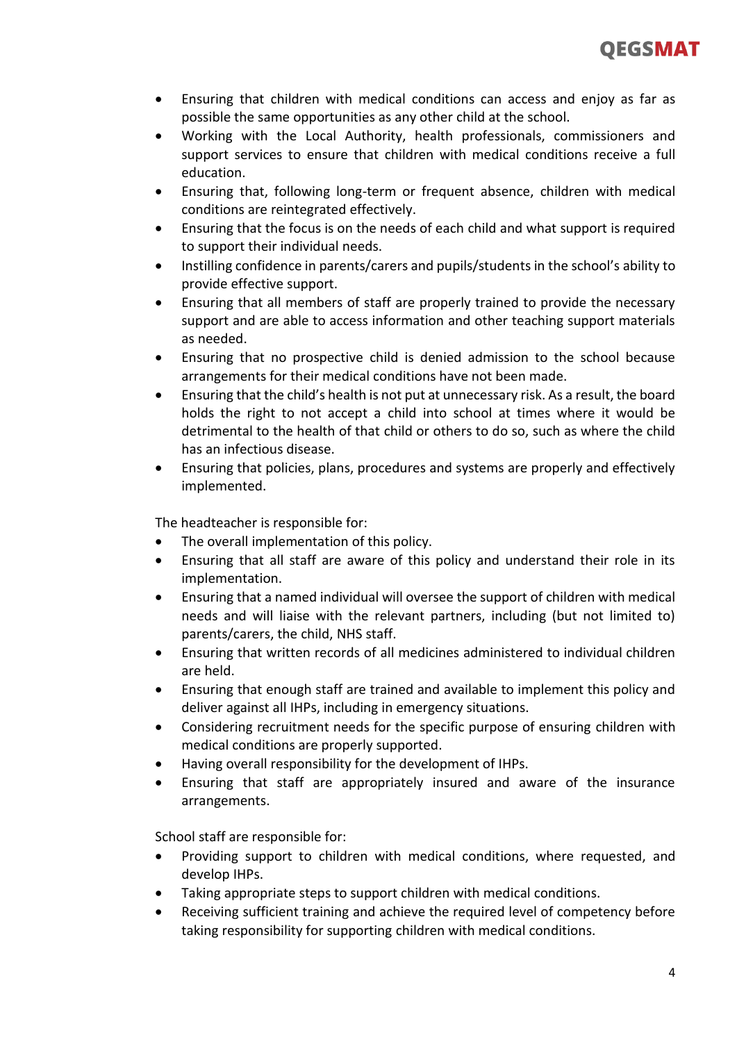- Ensuring that children with medical conditions can access and enjoy as far as possible the same opportunities as any other child at the school.
- Working with the Local Authority, health professionals, commissioners and support services to ensure that children with medical conditions receive a full education.
- Ensuring that, following long-term or frequent absence, children with medical conditions are reintegrated effectively.
- Ensuring that the focus is on the needs of each child and what support is required to support their individual needs.
- Instilling confidence in parents/carers and pupils/students in the school's ability to provide effective support.
- Ensuring that all members of staff are properly trained to provide the necessary support and are able to access information and other teaching support materials as needed.
- Ensuring that no prospective child is denied admission to the school because arrangements for their medical conditions have not been made.
- Ensuring that the child's health is not put at unnecessary risk. As a result, the board holds the right to not accept a child into school at times where it would be detrimental to the health of that child or others to do so, such as where the child has an infectious disease.
- Ensuring that policies, plans, procedures and systems are properly and effectively implemented.

The headteacher is responsible for:

- The overall implementation of this policy.
- Ensuring that all staff are aware of this policy and understand their role in its implementation.
- Ensuring that a named individual will oversee the support of children with medical needs and will liaise with the relevant partners, including (but not limited to) parents/carers, the child, NHS staff.
- Ensuring that written records of all medicines administered to individual children are held.
- Ensuring that enough staff are trained and available to implement this policy and deliver against all IHPs, including in emergency situations.
- Considering recruitment needs for the specific purpose of ensuring children with medical conditions are properly supported.
- Having overall responsibility for the development of IHPs.
- Ensuring that staff are appropriately insured and aware of the insurance arrangements.

School staff are responsible for:

- Providing support to children with medical conditions, where requested, and develop IHPs.
- Taking appropriate steps to support children with medical conditions.
- Receiving sufficient training and achieve the required level of competency before taking responsibility for supporting children with medical conditions.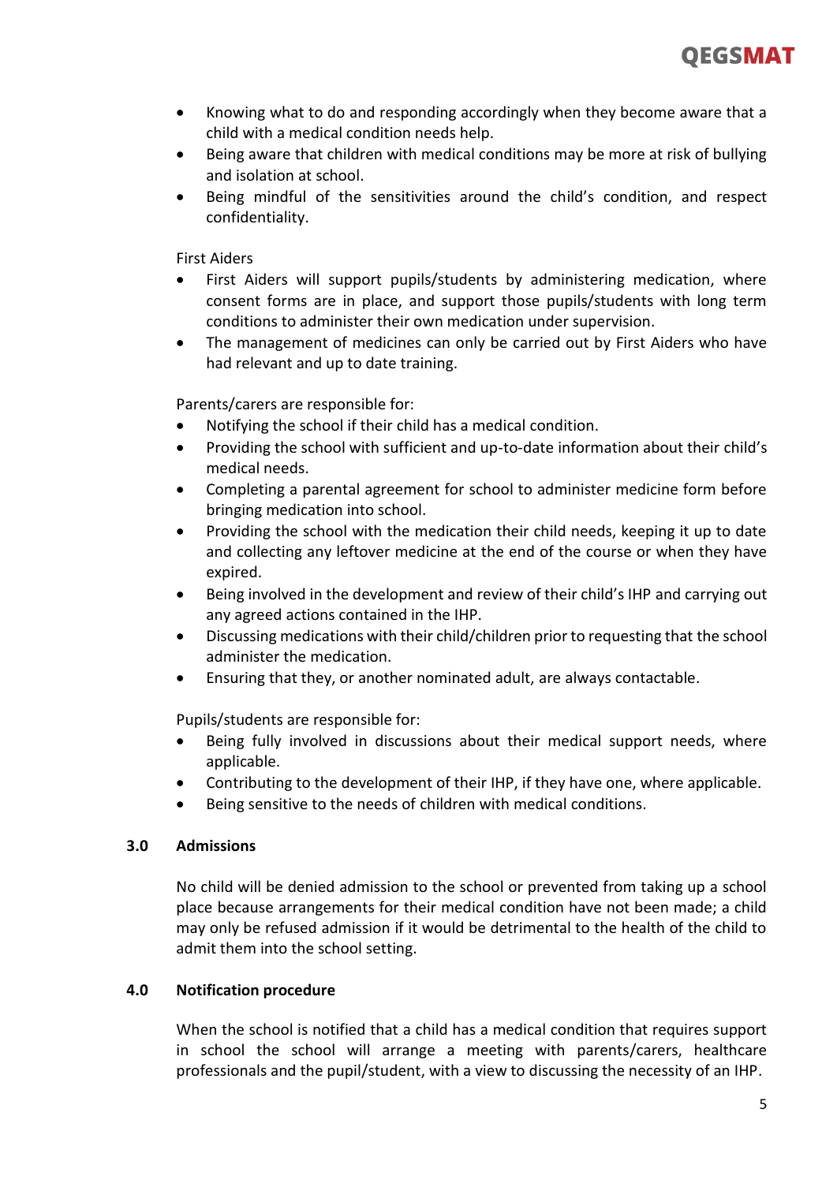- Knowing what to do and responding accordingly when they become aware that a child with a medical condition needs help.
- Being aware that children with medical conditions may be more at risk of bullying and isolation at school.
- Being mindful of the sensitivities around the child's condition, and respect confidentiality.

First Aiders

- First Aiders will support pupils/students by administering medication, where consent forms are in place, and support those pupils/students with long term conditions to administer their own medication under supervision.
- The management of medicines can only be carried out by First Aiders who have had relevant and up to date training.

Parents/carers are responsible for:

- Notifying the school if their child has a medical condition.
- Providing the school with sufficient and up-to-date information about their child's medical needs.
- Completing a parental agreement for school to administer medicine form before bringing medication into school.
- Providing the school with the medication their child needs, keeping it up to date and collecting any leftover medicine at the end of the course or when they have expired.
- Being involved in the development and review of their child's IHP and carrying out any agreed actions contained in the IHP.
- Discussing medications with their child/children prior to requesting that the school administer the medication.
- Ensuring that they, or another nominated adult, are always contactable.

Pupils/students are responsible for:

- Being fully involved in discussions about their medical support needs, where applicable.
- Contributing to the development of their IHP, if they have one, where applicable.
- Being sensitive to the needs of children with medical conditions.

## 3.0 Admissions

No child will be denied admission to the school or prevented from taking up a school place because arrangements for their medical condition have not been made; a child may only be refused admission if it would be detrimental to the health of the child to admit them into the school setting.

## 4.0 Notification procedure

When the school is notified that a child has a medical condition that requires support in school the school will arrange a meeting with parents/carers, healthcare professionals and the pupil/student, with a view to discussing the necessity of an IHP.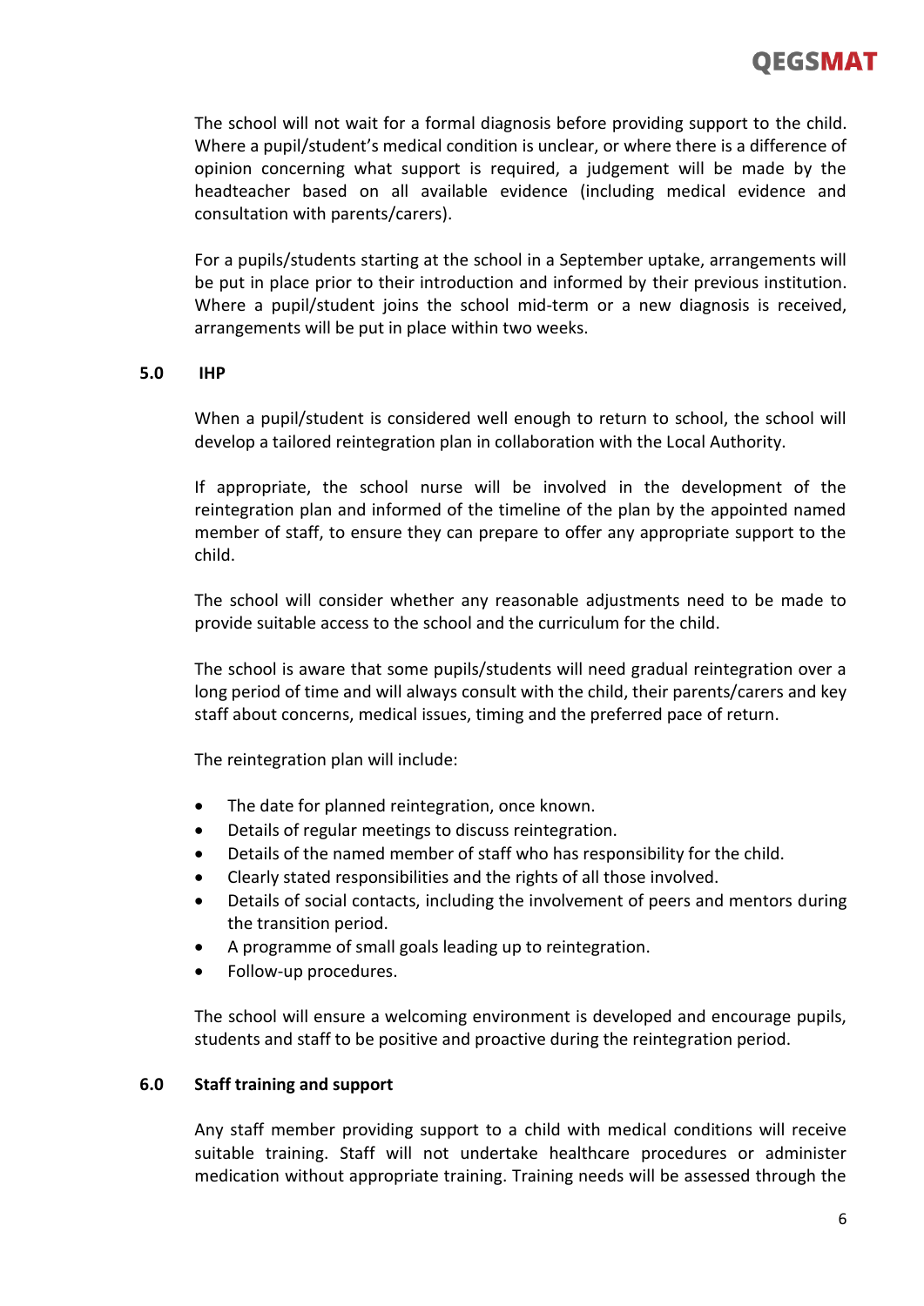The school will not wait for a formal diagnosis before providing support to the child. Where a pupil/student's medical condition is unclear, or where there is a difference of opinion concerning what support is required, a judgement will be made by the headteacher based on all available evidence (including medical evidence and consultation with parents/carers).

For a pupils/students starting at the school in a September uptake, arrangements will be put in place prior to their introduction and informed by their previous institution. Where a pupil/student joins the school mid-term or a new diagnosis is received, arrangements will be put in place within two weeks.

## 5.0 IHP

When a pupil/student is considered well enough to return to school, the school will develop a tailored reintegration plan in collaboration with the Local Authority.

If appropriate, the school nurse will be involved in the development of the reintegration plan and informed of the timeline of the plan by the appointed named member of staff, to ensure they can prepare to offer any appropriate support to the child.

The school will consider whether any reasonable adjustments need to be made to provide suitable access to the school and the curriculum for the child.

The school is aware that some pupils/students will need gradual reintegration over a long period of time and will always consult with the child, their parents/carers and key staff about concerns, medical issues, timing and the preferred pace of return.

The reintegration plan will include:

- The date for planned reintegration, once known.
- Details of regular meetings to discuss reintegration.
- Details of the named member of staff who has responsibility for the child.
- Clearly stated responsibilities and the rights of all those involved.
- Details of social contacts, including the involvement of peers and mentors during the transition period.
- A programme of small goals leading up to reintegration.
- Follow-up procedures.

The school will ensure a welcoming environment is developed and encourage pupils, students and staff to be positive and proactive during the reintegration period.

## 6.0 Staff training and support

Any staff member providing support to a child with medical conditions will receive suitable training. Staff will not undertake healthcare procedures or administer medication without appropriate training. Training needs will be assessed through the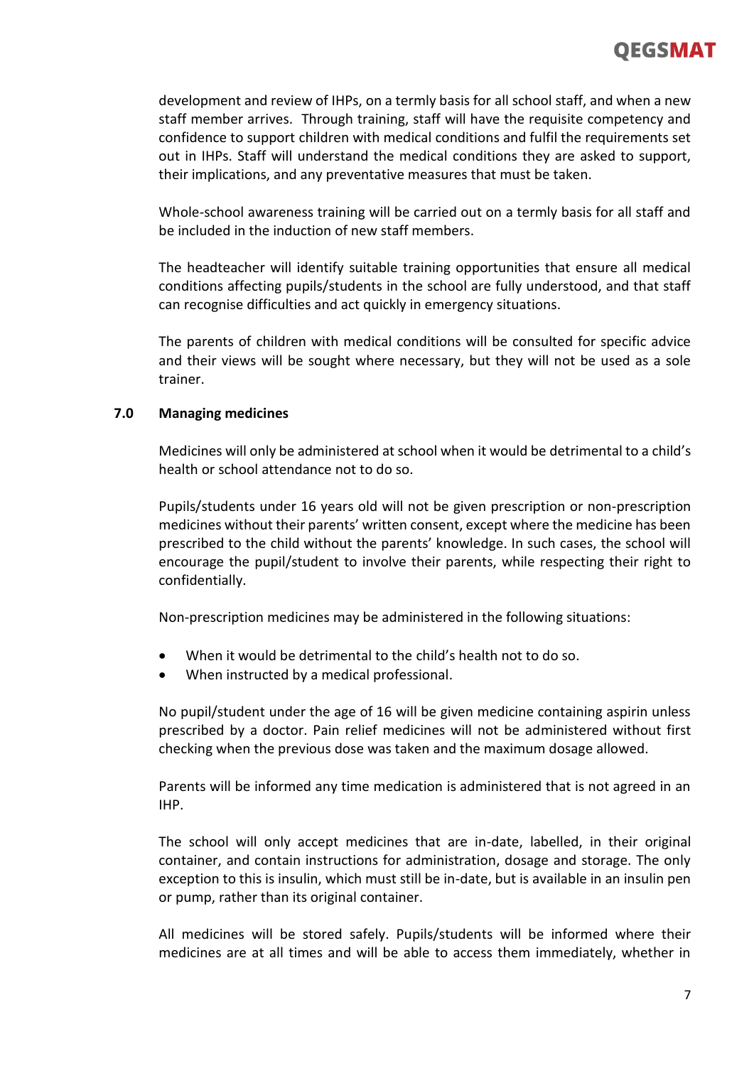development and review of IHPs, on a termly basis for all school staff, and when a new staff member arrives. Through training, staff will have the requisite competency and confidence to support children with medical conditions and fulfil the requirements set out in IHPs. Staff will understand the medical conditions they are asked to support, their implications, and any preventative measures that must be taken.

Whole-school awareness training will be carried out on a termly basis for all staff and be included in the induction of new staff members.

The headteacher will identify suitable training opportunities that ensure all medical conditions affecting pupils/students in the school are fully understood, and that staff can recognise difficulties and act quickly in emergency situations.

The parents of children with medical conditions will be consulted for specific advice and their views will be sought where necessary, but they will not be used as a sole trainer.

## 7.0 Managing medicines

Medicines will only be administered at school when it would be detrimental to a child's health or school attendance not to do so.

Pupils/students under 16 years old will not be given prescription or non-prescription medicines without their parents' written consent, except where the medicine has been prescribed to the child without the parents' knowledge. In such cases, the school will encourage the pupil/student to involve their parents, while respecting their right to confidentially.

Non-prescription medicines may be administered in the following situations:

- When it would be detrimental to the child's health not to do so.
- When instructed by a medical professional.

No pupil/student under the age of 16 will be given medicine containing aspirin unless prescribed by a doctor. Pain relief medicines will not be administered without first checking when the previous dose was taken and the maximum dosage allowed.

Parents will be informed any time medication is administered that is not agreed in an IHP.

The school will only accept medicines that are in-date, labelled, in their original container, and contain instructions for administration, dosage and storage. The only exception to this is insulin, which must still be in-date, but is available in an insulin pen or pump, rather than its original container.

All medicines will be stored safely. Pupils/students will be informed where their medicines are at all times and will be able to access them immediately, whether in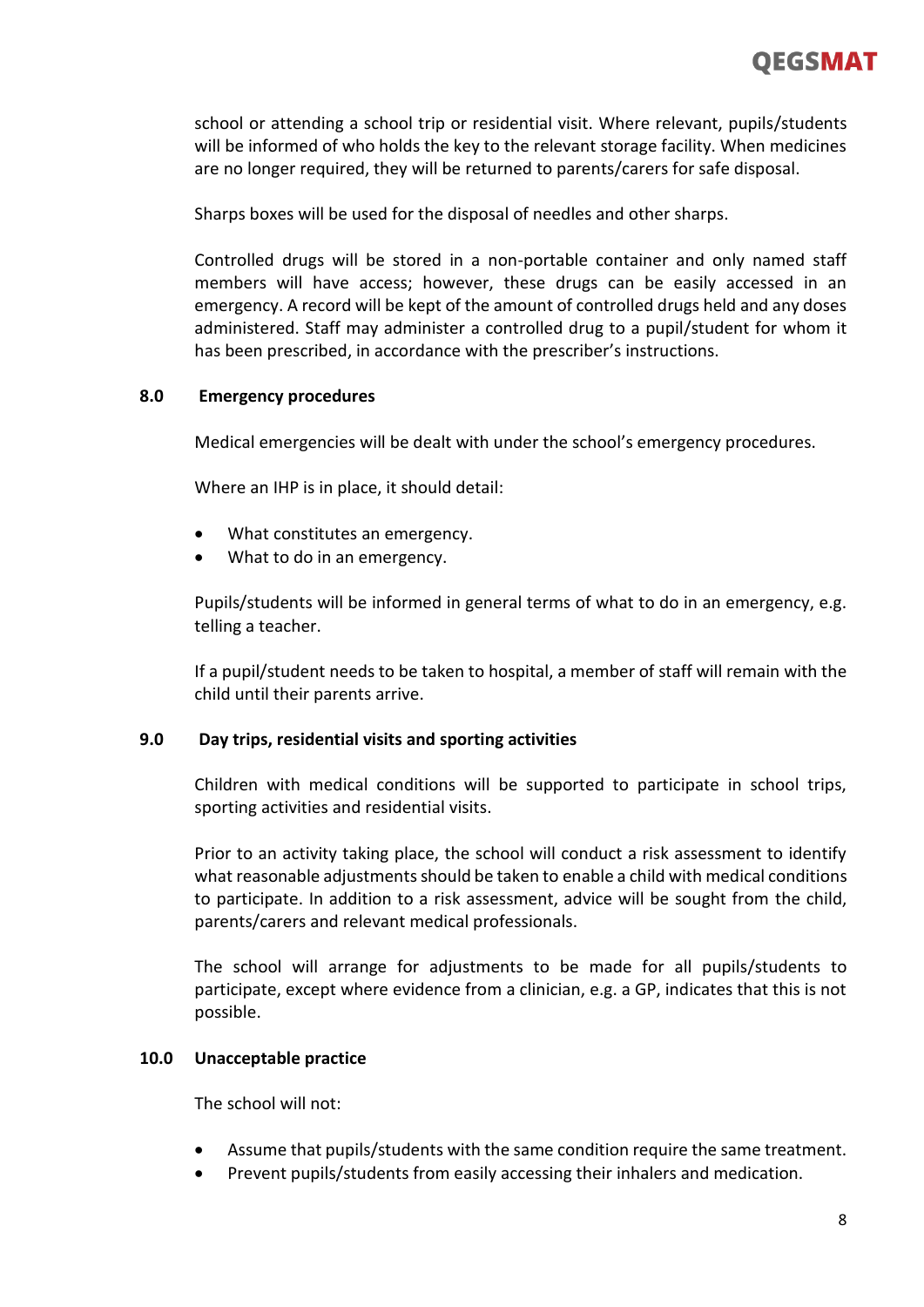school or attending a school trip or residential visit. Where relevant, pupils/students will be informed of who holds the key to the relevant storage facility. When medicines are no longer required, they will be returned to parents/carers for safe disposal.

Sharps boxes will be used for the disposal of needles and other sharps.

Controlled drugs will be stored in a non-portable container and only named staff members will have access; however, these drugs can be easily accessed in an emergency. A record will be kept of the amount of controlled drugs held and any doses administered. Staff may administer a controlled drug to a pupil/student for whom it has been prescribed, in accordance with the prescriber's instructions.

## 8.0 Emergency procedures

Medical emergencies will be dealt with under the school's emergency procedures.

Where an IHP is in place, it should detail:

- What constitutes an emergency.
- What to do in an emergency.

Pupils/students will be informed in general terms of what to do in an emergency, e.g. telling a teacher.

If a pupil/student needs to be taken to hospital, a member of staff will remain with the child until their parents arrive.

## 9.0 Day trips, residential visits and sporting activities

Children with medical conditions will be supported to participate in school trips, sporting activities and residential visits.

Prior to an activity taking place, the school will conduct a risk assessment to identify what reasonable adjustments should be taken to enable a child with medical conditions to participate. In addition to a risk assessment, advice will be sought from the child, parents/carers and relevant medical professionals.

The school will arrange for adjustments to be made for all pupils/students to participate, except where evidence from a clinician, e.g. a GP, indicates that this is not possible.

## 10.0 Unacceptable practice

The school will not:

- Assume that pupils/students with the same condition require the same treatment.
- Prevent pupils/students from easily accessing their inhalers and medication.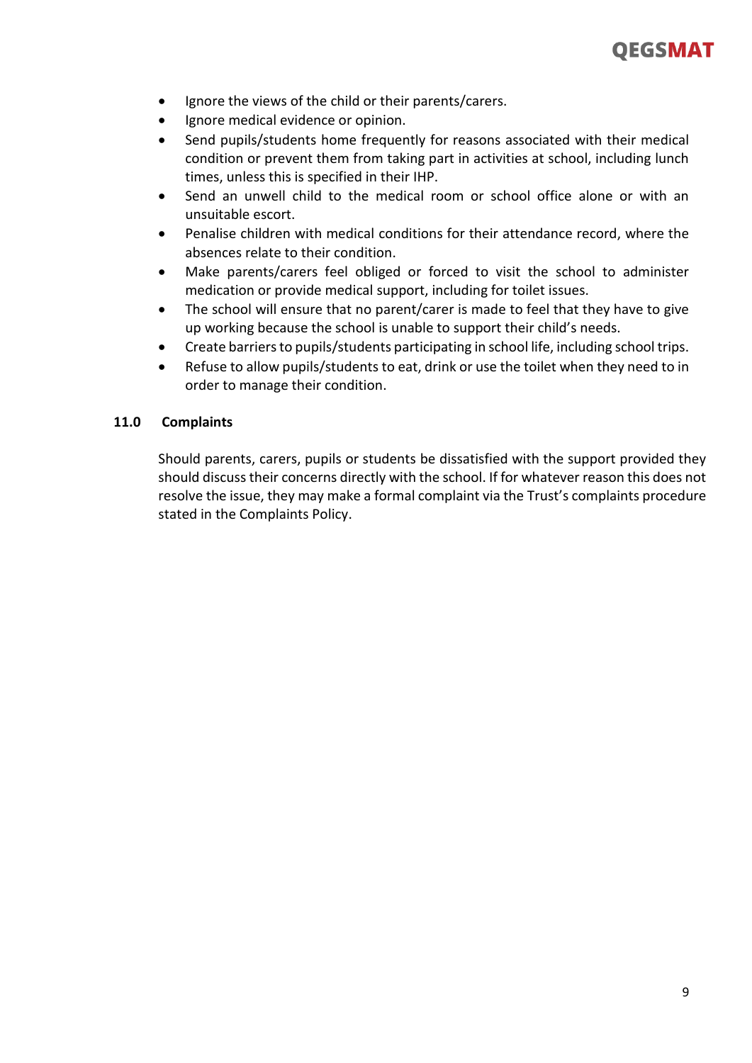- Ignore the views of the child or their parents/carers.
- Ignore medical evidence or opinion.
- Send pupils/students home frequently for reasons associated with their medical condition or prevent them from taking part in activities at school, including lunch times, unless this is specified in their IHP.
- Send an unwell child to the medical room or school office alone or with an unsuitable escort.
- Penalise children with medical conditions for their attendance record, where the absences relate to their condition.
- Make parents/carers feel obliged or forced to visit the school to administer medication or provide medical support, including for toilet issues.
- The school will ensure that no parent/carer is made to feel that they have to give up working because the school is unable to support their child's needs.
- Create barriers to pupils/students participating in school life, including school trips.
- Refuse to allow pupils/students to eat, drink or use the toilet when they need to in order to manage their condition.

## 11.0 Complaints

Should parents, carers, pupils or students be dissatisfied with the support provided they should discuss their concerns directly with the school. If for whatever reason this does not resolve the issue, they may make a formal complaint via the Trust's complaints procedure stated in the Complaints Policy.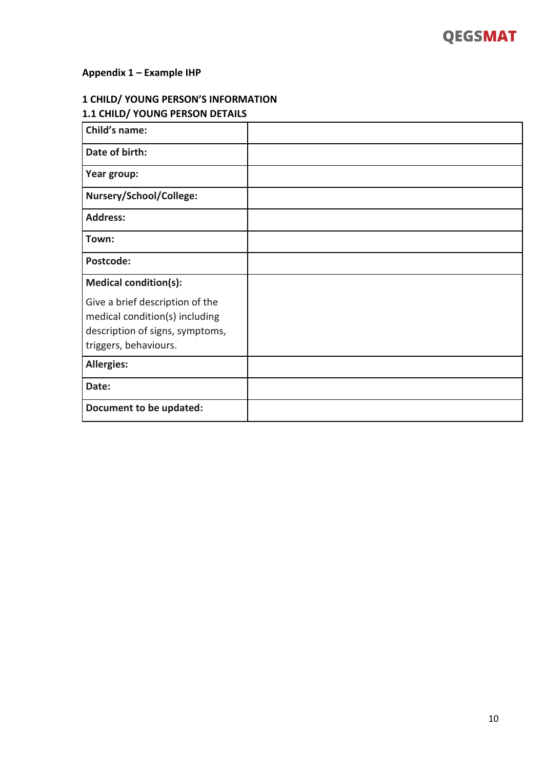**Appendix 1 – Example IHP**

## 1 CHILD/ YOUNG PERSON'S INFORMATION

### 1.1 CHILD/ YOUNG PERSON DETAILS

| | |
|---|---|
| **Child's name:** | |
| **Date of birth:** | |
| **Year group:** | |
| **Nursery/School/College:** | |
| **Address:** | |
| **Town:** | |
| **Postcode:** | |
| **Medical condition(s):**<br>Give a brief description of the medical condition(s) including description of signs, symptoms, triggers, behaviours. | |
| **Allergies:** | |
| **Date:** | |
| **Document to be updated:** | |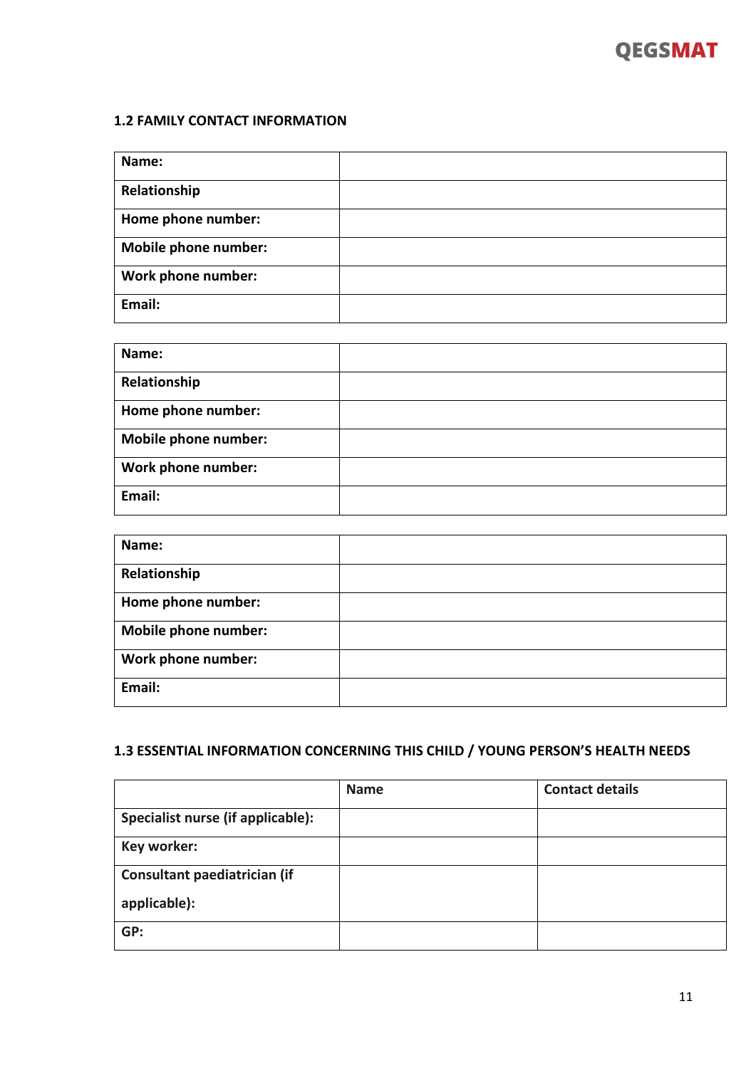### 1.2 FAMILY CONTACT INFORMATION

| | |
|---|---|
| **Name:** | |
| **Relationship** | |
| **Home phone number:** | |
| **Mobile phone number:** | |
| **Work phone number:** | |
| **Email:** | |

| | |
|---|---|
| **Name:** | |
| **Relationship** | |
| **Home phone number:** | |
| **Mobile phone number:** | |
| **Work phone number:** | |
| **Email:** | |

| | |
|---|---|
| **Name:** | |
| **Relationship** | |
| **Home phone number:** | |
| **Mobile phone number:** | |
| **Work phone number:** | |
| **Email:** | |

### 1.3 ESSENTIAL INFORMATION CONCERNING THIS CHILD / YOUNG PERSON'S HEALTH NEEDS

| | **Name** | **Contact details** |
|---|---|---|
| **Specialist nurse (if applicable):** | | |
| **Key worker:** | | |
| **Consultant paediatrician (if applicable):** | | |
| **GP:** | | |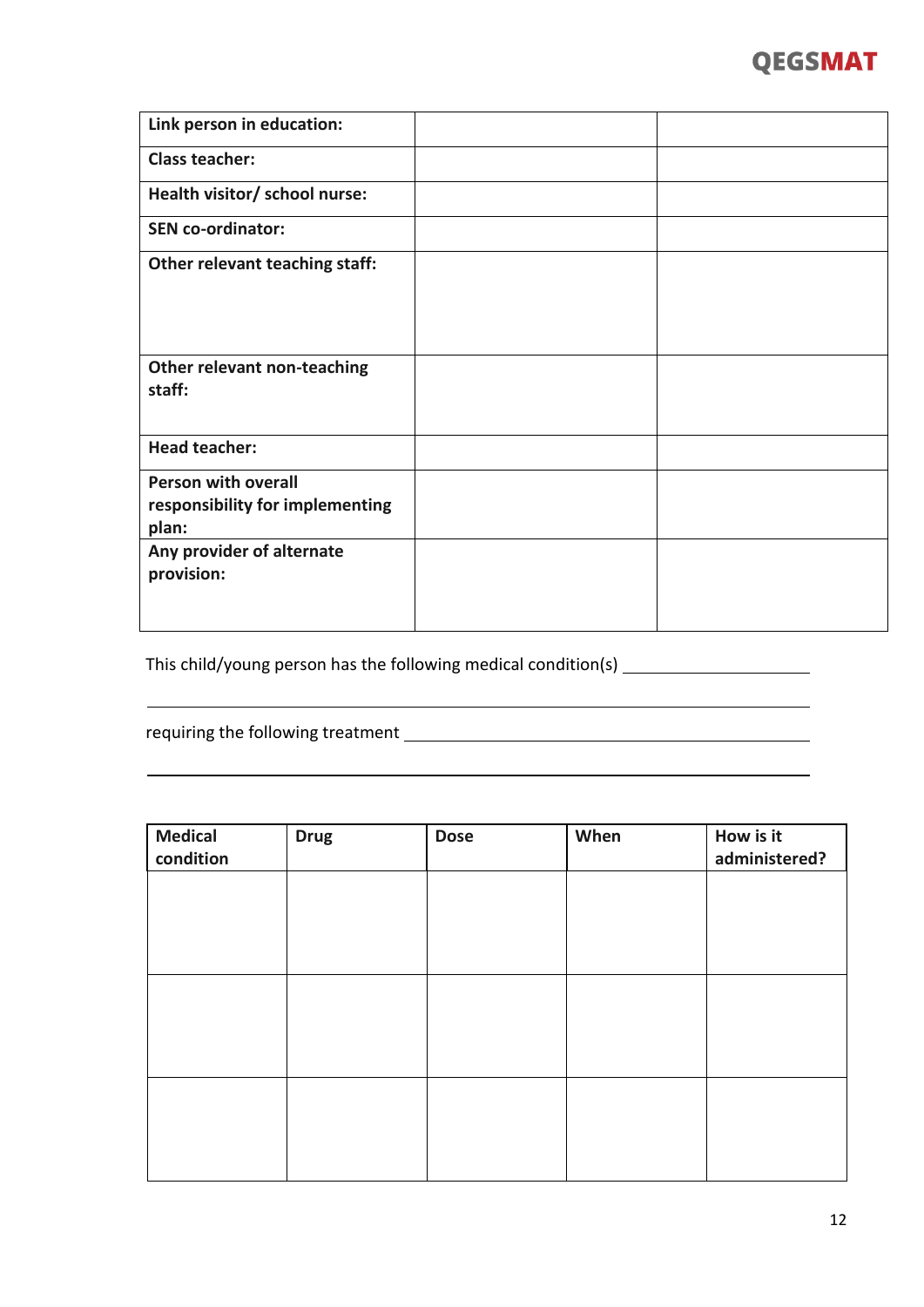| | | |
|---|---|---|
| **Link person in education:** | | |
| **Class teacher:** | | |
| **Health visitor/ school nurse:** | | |
| **SEN co-ordinator:** | | |
| **Other relevant teaching staff:** | | |
| **Other relevant non-teaching staff:** | | |
| **Head teacher:** | | |
| **Person with overall responsibility for implementing plan:** | | |
| **Any provider of alternate provision:** | | |

This child/young person has the following medical condition(s) ____________________

______________________________________________________________________________

requiring the following treatment ________________________________________________

______________________________________________________________________________

| **Medical condition** | **Drug** | **Dose** | **When** | **How is it administered?** |
|---|---|---|---|---|
| | | | | |
| | | | | |
| | | | | |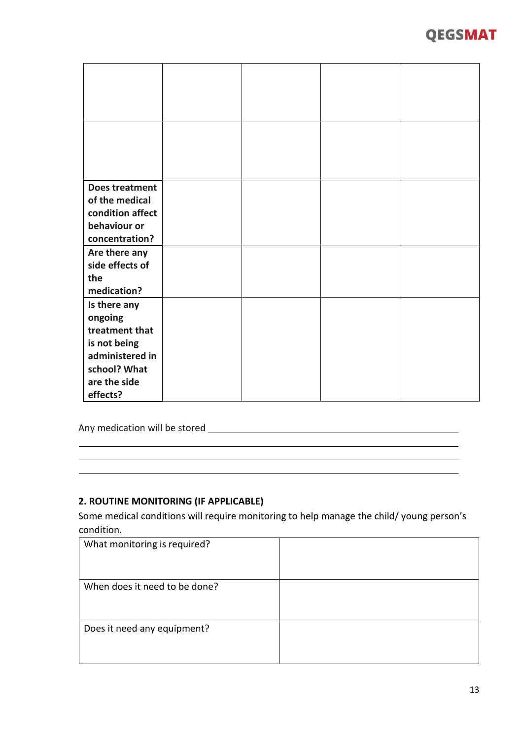| | | | | |
|---|---|---|---|---|
| | | | | |
| | | | | |
| **Does treatment of the medical condition affect behaviour or concentration?** | | | | |
| **Are there any side effects of the medication?** | | | | |
| **Is there any ongoing treatment that is not being administered in school? What are the side effects?** | | | | |

Any medication will be stored \_\_\_\_\_\_\_\_\_\_\_\_\_\_\_\_\_\_\_\_\_\_\_\_\_\_\_\_\_\_\_\_\_\_\_\_\_\_\_\_

\_\_\_\_\_\_\_\_\_\_\_\_\_\_\_\_\_\_\_\_\_\_\_\_\_\_\_\_\_\_\_\_\_\_\_\_\_\_\_\_\_\_\_\_\_\_\_\_\_\_\_\_\_\_\_\_\_\_\_\_\_\_\_\_

\_\_\_\_\_\_\_\_\_\_\_\_\_\_\_\_\_\_\_\_\_\_\_\_\_\_\_\_\_\_\_\_\_\_\_\_\_\_\_\_\_\_\_\_\_\_\_\_\_\_\_\_\_\_\_\_\_\_\_\_\_\_\_\_

\_\_\_\_\_\_\_\_\_\_\_\_\_\_\_\_\_\_\_\_\_\_\_\_\_\_\_\_\_\_\_\_\_\_\_\_\_\_\_\_\_\_\_\_\_\_\_\_\_\_\_\_\_\_\_\_\_\_\_\_\_\_\_\_

**2. ROUTINE MONITORING (IF APPLICABLE)**

Some medical conditions will require monitoring to help manage the child/ young person's condition.

| | |
|---|---|
| What monitoring is required? | |
| When does it need to be done? | |
| Does it need any equipment? | |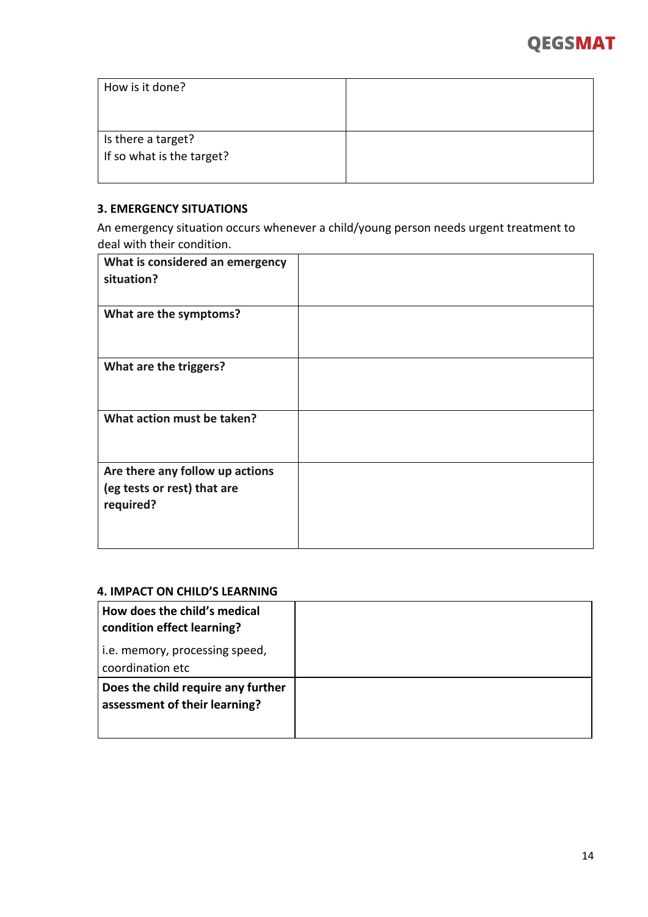| | |
|---|---|
| How is it done? | |
| Is there a target?<br>If so what is the target? | |

**3. EMERGENCY SITUATIONS**

An emergency situation occurs whenever a child/young person needs urgent treatment to deal with their condition.

| | |
|---|---|
| **What is considered an emergency situation?** | |
| **What are the symptoms?** | |
| **What are the triggers?** | |
| **What action must be taken?** | |
| **Are there any follow up actions (eg tests or rest) that are required?** | |

**4. IMPACT ON CHILD'S LEARNING**

| | |
|---|---|
| **How does the child's medical condition effect learning?**<br>i.e. memory, processing speed, coordination etc | |
| **Does the child require any further assessment of their learning?** | |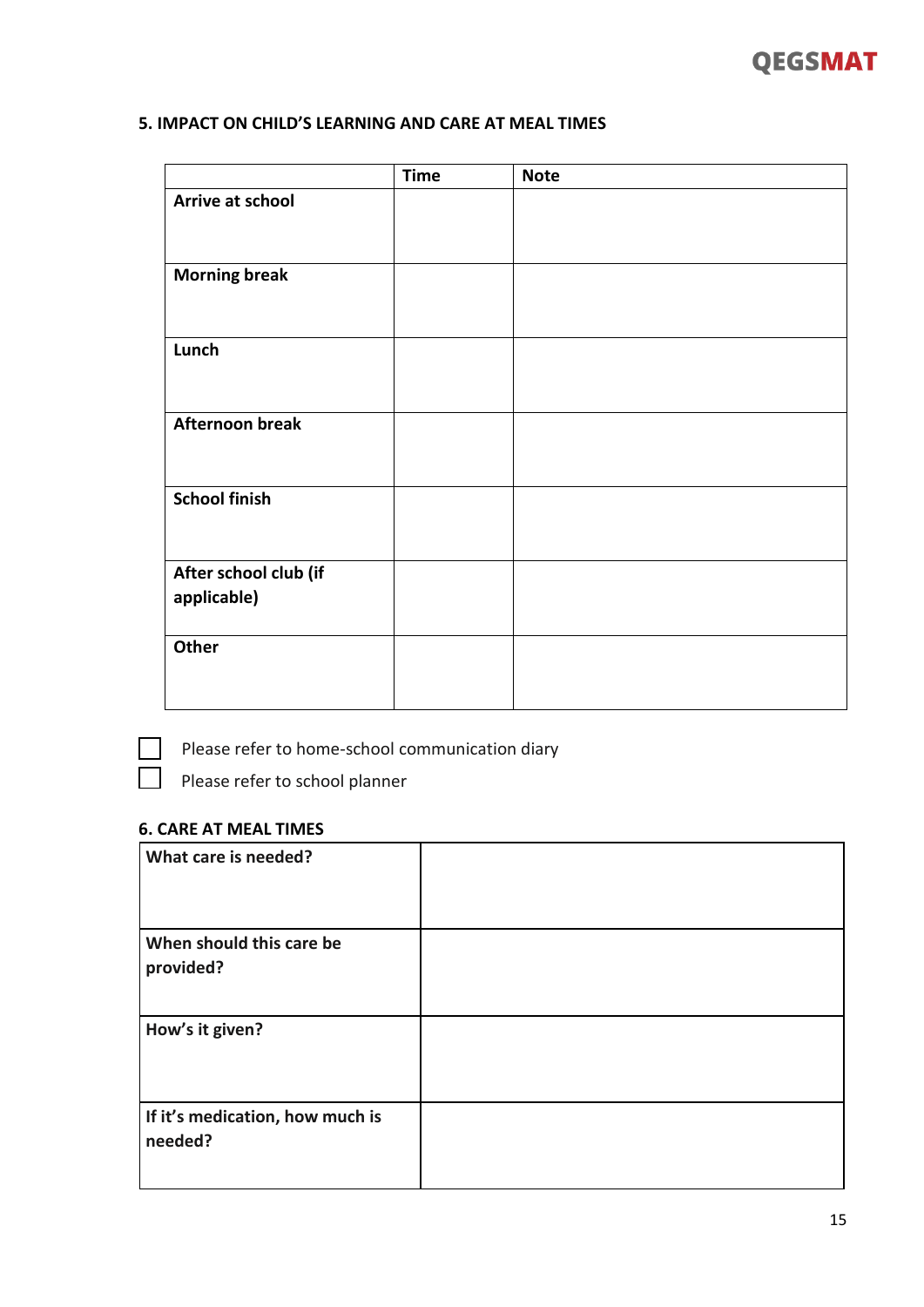### 5. IMPACT ON CHILD'S LEARNING AND CARE AT MEAL TIMES

| | Time | Note |
|---|---|---|
| **Arrive at school** | | |
| **Morning break** | | |
| **Lunch** | | |
| **Afternoon break** | | |
| **School finish** | | |
| **After school club (if applicable)** | | |
| **Other** | | |

☐ Please refer to home-school communication diary

☐ Please refer to school planner

### 6. CARE AT MEAL TIMES

| | |
|---|---|
| **What care is needed?** | |
| **When should this care be provided?** | |
| **How's it given?** | |
| **If it's medication, how much is needed?** | |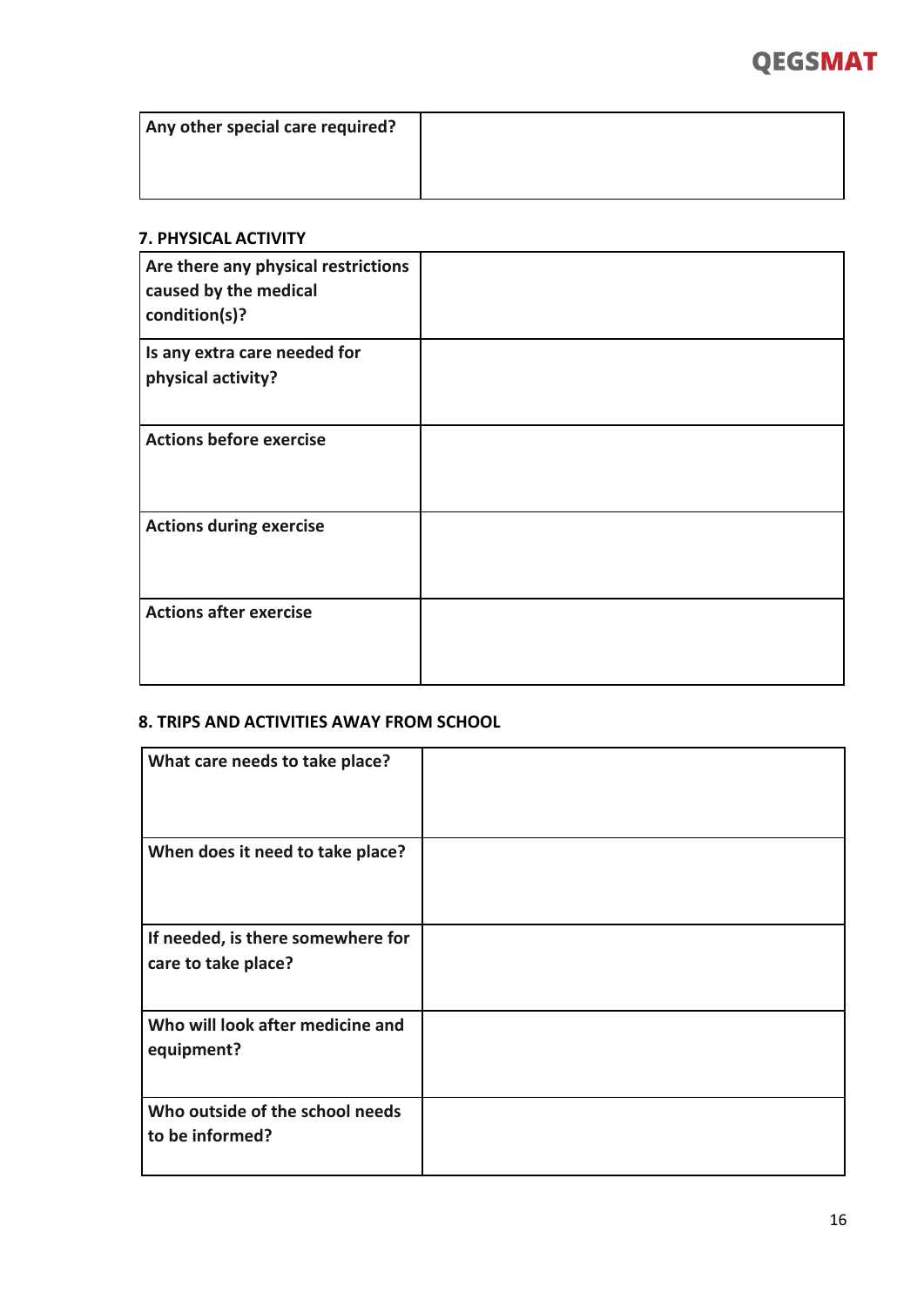| | |
|---|---|
| **Any other special care required?** | |

**7. PHYSICAL ACTIVITY**

| | |
|---|---|
| **Are there any physical restrictions caused by the medical condition(s)?** | |
| **Is any extra care needed for physical activity?** | |
| **Actions before exercise** | |
| **Actions during exercise** | |
| **Actions after exercise** | |

**8. TRIPS AND ACTIVITIES AWAY FROM SCHOOL**

| | |
|---|---|
| **What care needs to take place?** | |
| **When does it need to take place?** | |
| **If needed, is there somewhere for care to take place?** | |
| **Who will look after medicine and equipment?** | |
| **Who outside of the school needs to be informed?** | |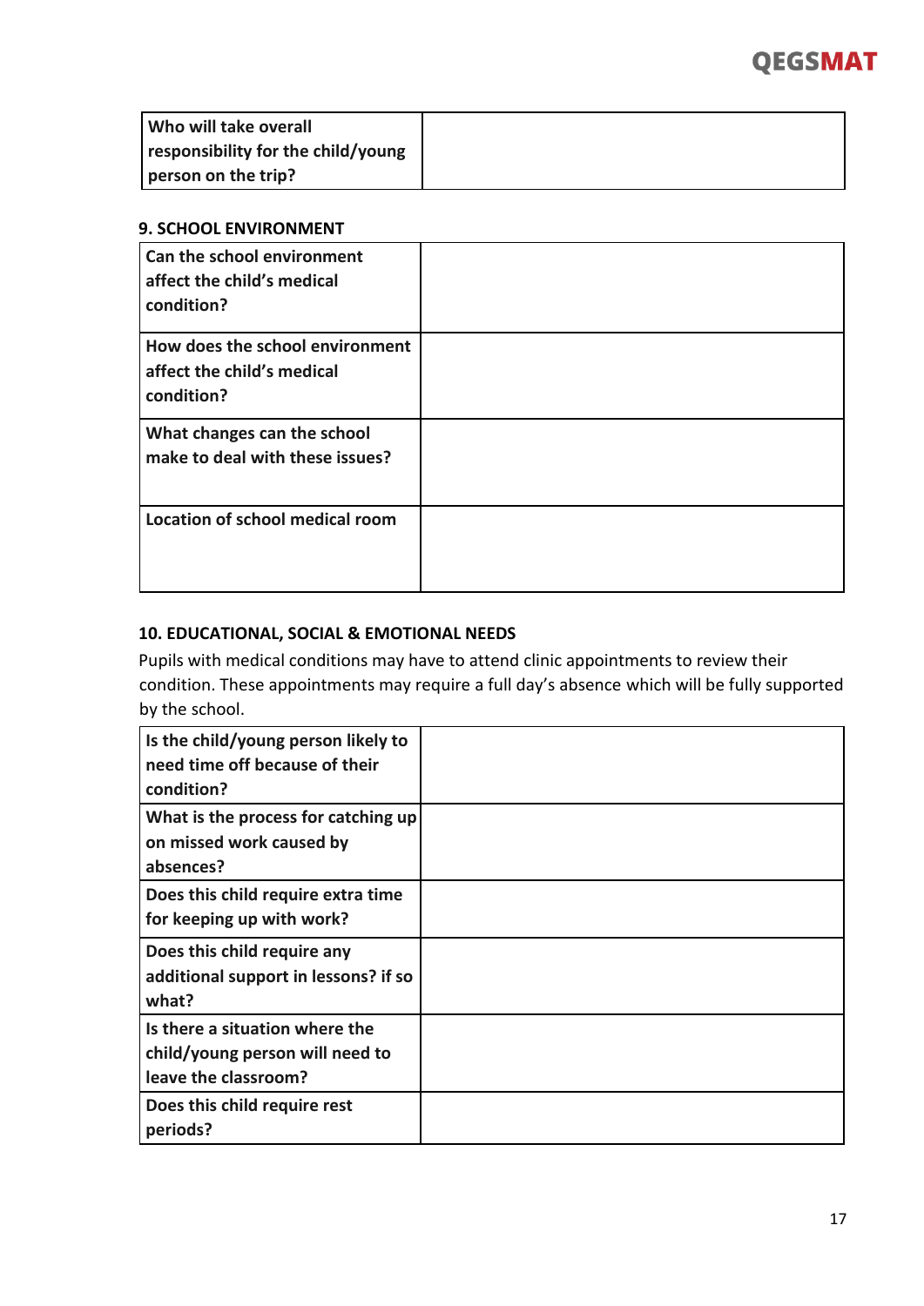| | |
|---|---|
| **Who will take overall responsibility for the child/young person on the trip?** | |

### 9. SCHOOL ENVIRONMENT

| | |
|---|---|
| **Can the school environment affect the child's medical condition?** | |
| **How does the school environment affect the child's medical condition?** | |
| **What changes can the school make to deal with these issues?** | |
| **Location of school medical room** | |

### 10. EDUCATIONAL, SOCIAL & EMOTIONAL NEEDS

Pupils with medical conditions may have to attend clinic appointments to review their condition. These appointments may require a full day's absence which will be fully supported by the school.

| | |
|---|---|
| **Is the child/young person likely to need time off because of their condition?** | |
| **What is the process for catching up on missed work caused by absences?** | |
| **Does this child require extra time for keeping up with work?** | |
| **Does this child require any additional support in lessons? if so what?** | |
| **Is there a situation where the child/young person will need to leave the classroom?** | |
| **Does this child require rest periods?** | |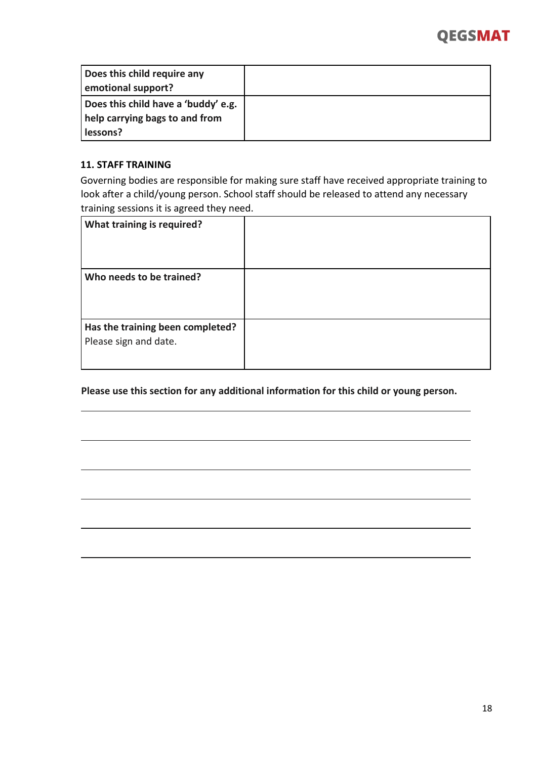| | |
|---|---|
| **Does this child require any emotional support?** | |
| **Does this child have a 'buddy' e.g. help carrying bags to and from lessons?** | |

### 11. STAFF TRAINING

Governing bodies are responsible for making sure staff have received appropriate training to look after a child/young person. School staff should be released to attend any necessary training sessions it is agreed they need.

| | |
|---|---|
| **What training is required?** | |
| **Who needs to be trained?** | |
| **Has the training been completed?** Please sign and date. | |

**Please use this section for any additional information for this child or young person.**

______________________________________________________________________

______________________________________________________________________

______________________________________________________________________

______________________________________________________________________

______________________________________________________________________

______________________________________________________________________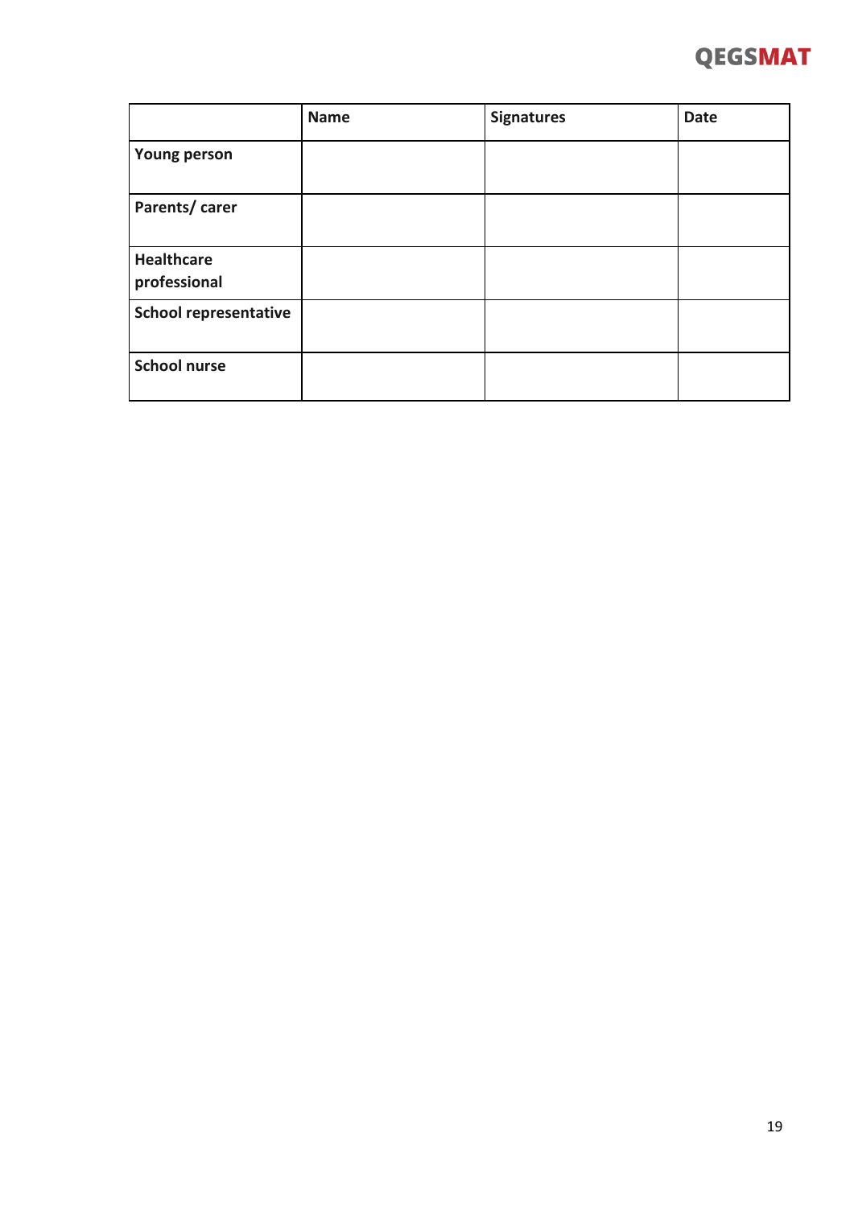| | Name | Signatures | Date |
|---|---|---|---|
| **Young person** | | | |
| **Parents/ carer** | | | |
| **Healthcare professional** | | | |
| **School representative** | | | |
| **School nurse** | | | |